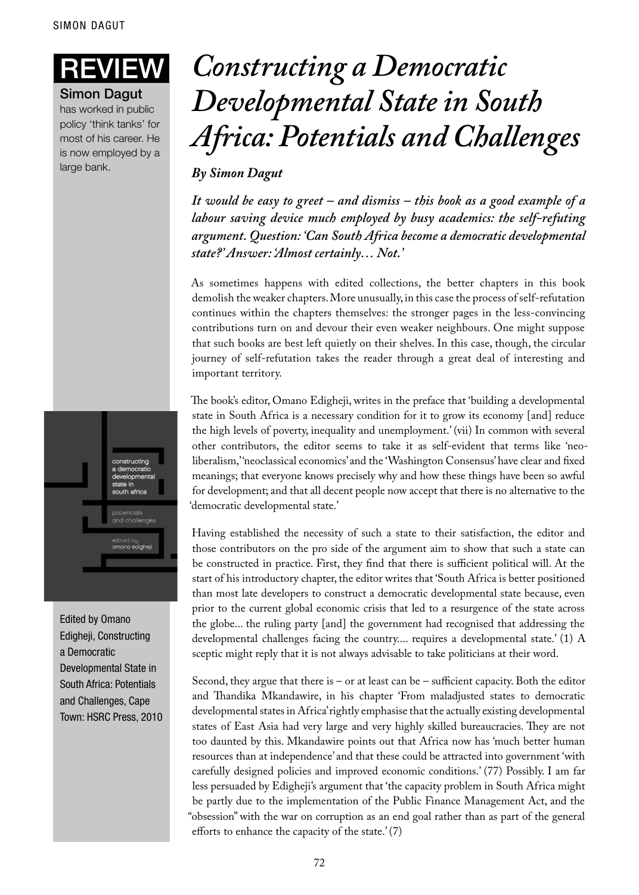REVIEW

**Simon Dagut** has worked in public policy 'think tanks' for most of his career. He is now employed by a large bank.

# *Constructing a Democratic Developmental State in South Africa: Potentials and Challenges*

***By Simon Dagut***

***It would be easy to greet – and dismiss – this book as a good example of a labour saving device much employed by busy academics: the self-refuting argument. Question: 'Can South Africa become a democratic developmental state?' Answer: 'Almost certainly… Not.'***

As sometimes happens with edited collections, the better chapters in this book demolish the weaker chapters. More unusually, in this case the process of self-refutation continues within the chapters themselves: the stronger pages in the less-convincing contributions turn on and devour their even weaker neighbours. One might suppose that such books are best left quietly on their shelves. In this case, though, the circular journey of self-refutation takes the reader through a great deal of interesting and important territory.

The book's editor, Omano Edigheji, writes in the preface that 'building a developmental state in South Africa is a necessary condition for it to grow its economy [and] reduce the high levels of poverty, inequality and unemployment.' (vii) In common with several other contributors, the editor seems to take it as self-evident that terms like 'neo-liberalism,' 'neoclassical economics' and the 'Washington Consensus' have clear and fixed meanings; that everyone knows precisely why and how these things have been so awful for development; and that all decent people now accept that there is no alternative to the 'democratic developmental state.'

Having established the necessity of such a state to their satisfaction, the editor and those contributors on the pro side of the argument aim to show that such a state can be constructed in practice. First, they find that there is sufficient political will. At the start of his introductory chapter, the editor writes that 'South Africa is better positioned than most late developers to construct a democratic developmental state because, even prior to the current global economic crisis that led to a resurgence of the state across the globe... the ruling party [and] the government had recognised that addressing the developmental challenges facing the country.... requires a developmental state.' (1) A sceptic might reply that it is not always advisable to take politicians at their word.

Second, they argue that there is – or at least can be – sufficient capacity. Both the editor and Thandika Mkandawire, in his chapter 'From maladjusted states to democratic developmental states in Africa' rightly emphasise that the actually existing developmental states of East Asia had very large and very highly skilled bureaucracies. They are not too daunted by this. Mkandawire points out that Africa now has 'much better human resources than at independence' and that these could be attracted into government 'with carefully designed policies and improved economic conditions.' (77) Possibly. I am far less persuaded by Edigheji's argument that 'the capacity problem in South Africa might be partly due to the implementation of the Public Finance Management Act, and the "obsession" with the war on corruption as an end goal rather than as part of the general efforts to enhance the capacity of the state.' (7)

Edited by Omano Edigheji, Constructing a Democratic Developmental State in South Africa: Potentials and Challenges, Cape Town: HSRC Press, 2010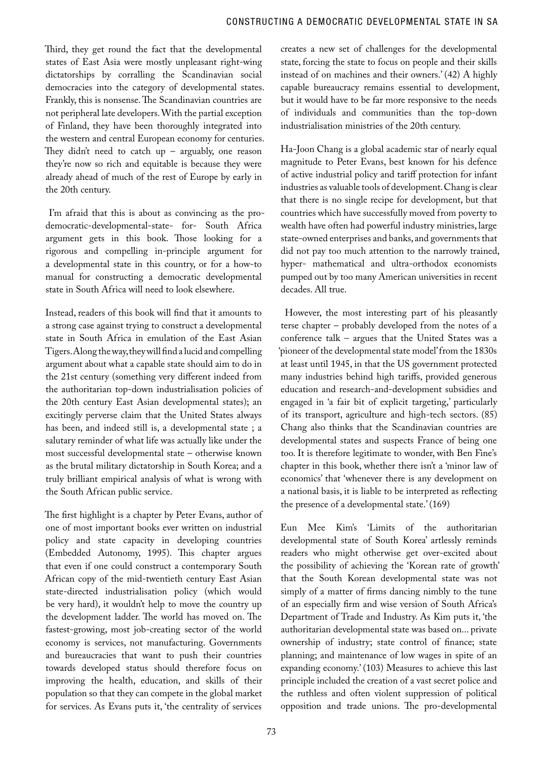Third, they get round the fact that the developmental states of East Asia were mostly unpleasant right-wing dictatorships by corralling the Scandinavian social democracies into the category of developmental states. Frankly, this is nonsense. The Scandinavian countries are not peripheral late developers. With the partial exception of Finland, they have been thoroughly integrated into the western and central European economy for centuries. They didn't need to catch up – arguably, one reason they're now so rich and equitable is because they were already ahead of much of the rest of Europe by early in the 20th century.

I'm afraid that this is about as convincing as the pro-democratic-developmental-state- for- South Africa argument gets in this book. Those looking for a rigorous and compelling in-principle argument for a developmental state in this country, or for a how-to manual for constructing a democratic developmental state in South Africa will need to look elsewhere.

Instead, readers of this book will find that it amounts to a strong case against trying to construct a developmental state in South Africa in emulation of the East Asian Tigers. Along the way, they will find a lucid and compelling argument about what a capable state should aim to do in the 21st century (something very different indeed from the authoritarian top-down industrialisation policies of the 20th century East Asian developmental states); an excitingly perverse claim that the United States always has been, and indeed still is, a developmental state ; a salutary reminder of what life was actually like under the most successful developmental state – otherwise known as the brutal military dictatorship in South Korea; and a truly brilliant empirical analysis of what is wrong with the South African public service.

The first highlight is a chapter by Peter Evans, author of one of most important books ever written on industrial policy and state capacity in developing countries (Embedded Autonomy, 1995). This chapter argues that even if one could construct a contemporary South African copy of the mid-twentieth century East Asian state-directed industrialisation policy (which would be very hard), it wouldn't help to move the country up the development ladder. The world has moved on. The fastest-growing, most job-creating sector of the world economy is services, not manufacturing. Governments and bureaucracies that want to push their countries towards developed status should therefore focus on improving the health, education, and skills of their population so that they can compete in the global market for services. As Evans puts it, 'the centrality of services creates a new set of challenges for the developmental state, forcing the state to focus on people and their skills instead of on machines and their owners.' (42) A highly capable bureaucracy remains essential to development, but it would have to be far more responsive to the needs of individuals and communities than the top-down industrialisation ministries of the 20th century.

Ha-Joon Chang is a global academic star of nearly equal magnitude to Peter Evans, best known for his defence of active industrial policy and tariff protection for infant industries as valuable tools of development. Chang is clear that there is no single recipe for development, but that countries which have successfully moved from poverty to wealth have often had powerful industry ministries, large state-owned enterprises and banks, and governments that did not pay too much attention to the narrowly trained, hyper- mathematical and ultra-orthodox economists pumped out by too many American universities in recent decades. All true.

However, the most interesting part of his pleasantly terse chapter – probably developed from the notes of a conference talk – argues that the United States was a 'pioneer of the developmental state model' from the 1830s at least until 1945, in that the US government protected many industries behind high tariffs, provided generous education and research-and-development subsidies and engaged in 'a fair bit of explicit targeting,' particularly of its transport, agriculture and high-tech sectors. (85) Chang also thinks that the Scandinavian countries are developmental states and suspects France of being one too. It is therefore legitimate to wonder, with Ben Fine's chapter in this book, whether there isn't a 'minor law of economics' that 'whenever there is any development on a national basis, it is liable to be interpreted as reflecting the presence of a developmental state.' (169)

Eun Mee Kim's 'Limits of the authoritarian developmental state of South Korea' artlessly reminds readers who might otherwise get over-excited about the possibility of achieving the 'Korean rate of growth' that the South Korean developmental state was not simply of a matter of firms dancing nimbly to the tune of an especially firm and wise version of South Africa's Department of Trade and Industry. As Kim puts it, 'the authoritarian developmental state was based on... private ownership of industry; state control of finance; state planning; and maintenance of low wages in spite of an expanding economy.' (103) Measures to achieve this last principle included the creation of a vast secret police and the ruthless and often violent suppression of political opposition and trade unions. The pro-developmental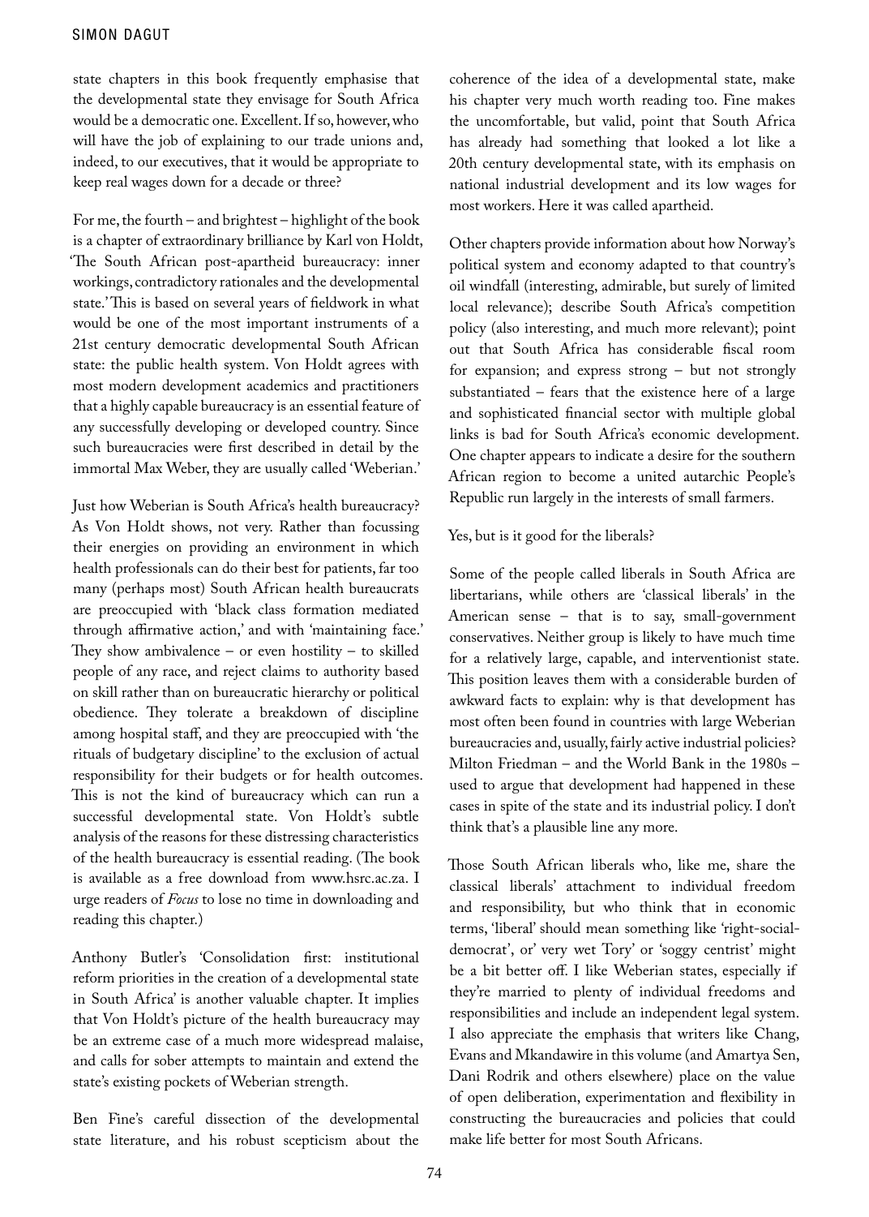state chapters in this book frequently emphasise that the developmental state they envisage for South Africa would be a democratic one. Excellent. If so, however, who will have the job of explaining to our trade unions and, indeed, to our executives, that it would be appropriate to keep real wages down for a decade or three?

For me, the fourth – and brightest – highlight of the book is a chapter of extraordinary brilliance by Karl von Holdt, 'The South African post-apartheid bureaucracy: inner workings, contradictory rationales and the developmental state.' This is based on several years of fieldwork in what would be one of the most important instruments of a 21st century democratic developmental South African state: the public health system. Von Holdt agrees with most modern development academics and practitioners that a highly capable bureaucracy is an essential feature of any successfully developing or developed country. Since such bureaucracies were first described in detail by the immortal Max Weber, they are usually called 'Weberian.'

Just how Weberian is South Africa's health bureaucracy? As Von Holdt shows, not very. Rather than focussing their energies on providing an environment in which health professionals can do their best for patients, far too many (perhaps most) South African health bureaucrats are preoccupied with 'black class formation mediated through affirmative action,' and with 'maintaining face.' They show ambivalence – or even hostility – to skilled people of any race, and reject claims to authority based on skill rather than on bureaucratic hierarchy or political obedience. They tolerate a breakdown of discipline among hospital staff, and they are preoccupied with 'the rituals of budgetary discipline' to the exclusion of actual responsibility for their budgets or for health outcomes. This is not the kind of bureaucracy which can run a successful developmental state. Von Holdt's subtle analysis of the reasons for these distressing characteristics of the health bureaucracy is essential reading. (The book is available as a free download from www.hsrc.ac.za. I urge readers of *Focus* to lose no time in downloading and reading this chapter.)

Anthony Butler's 'Consolidation first: institutional reform priorities in the creation of a developmental state in South Africa' is another valuable chapter. It implies that Von Holdt's picture of the health bureaucracy may be an extreme case of a much more widespread malaise, and calls for sober attempts to maintain and extend the state's existing pockets of Weberian strength.

Ben Fine's careful dissection of the developmental state literature, and his robust scepticism about the coherence of the idea of a developmental state, make his chapter very much worth reading too. Fine makes the uncomfortable, but valid, point that South Africa has already had something that looked a lot like a 20th century developmental state, with its emphasis on national industrial development and its low wages for most workers. Here it was called apartheid.

Other chapters provide information about how Norway's political system and economy adapted to that country's oil windfall (interesting, admirable, but surely of limited local relevance); describe South Africa's competition policy (also interesting, and much more relevant); point out that South Africa has considerable fiscal room for expansion; and express strong – but not strongly substantiated – fears that the existence here of a large and sophisticated financial sector with multiple global links is bad for South Africa's economic development. One chapter appears to indicate a desire for the southern African region to become a united autarchic People's Republic run largely in the interests of small farmers.

Yes, but is it good for the liberals?

Some of the people called liberals in South Africa are libertarians, while others are 'classical liberals' in the American sense – that is to say, small-government conservatives. Neither group is likely to have much time for a relatively large, capable, and interventionist state. This position leaves them with a considerable burden of awkward facts to explain: why is that development has most often been found in countries with large Weberian bureaucracies and, usually, fairly active industrial policies? Milton Friedman – and the World Bank in the 1980s – used to argue that development had happened in these cases in spite of the state and its industrial policy. I don't think that's a plausible line any more.

Those South African liberals who, like me, share the classical liberals' attachment to individual freedom and responsibility, but who think that in economic terms, 'liberal' should mean something like 'right-social-democrat', or' very wet Tory' or 'soggy centrist' might be a bit better off. I like Weberian states, especially if they're married to plenty of individual freedoms and responsibilities and include an independent legal system. I also appreciate the emphasis that writers like Chang, Evans and Mkandawire in this volume (and Amartya Sen, Dani Rodrik and others elsewhere) place on the value of open deliberation, experimentation and flexibility in constructing the bureaucracies and policies that could make life better for most South Africans.